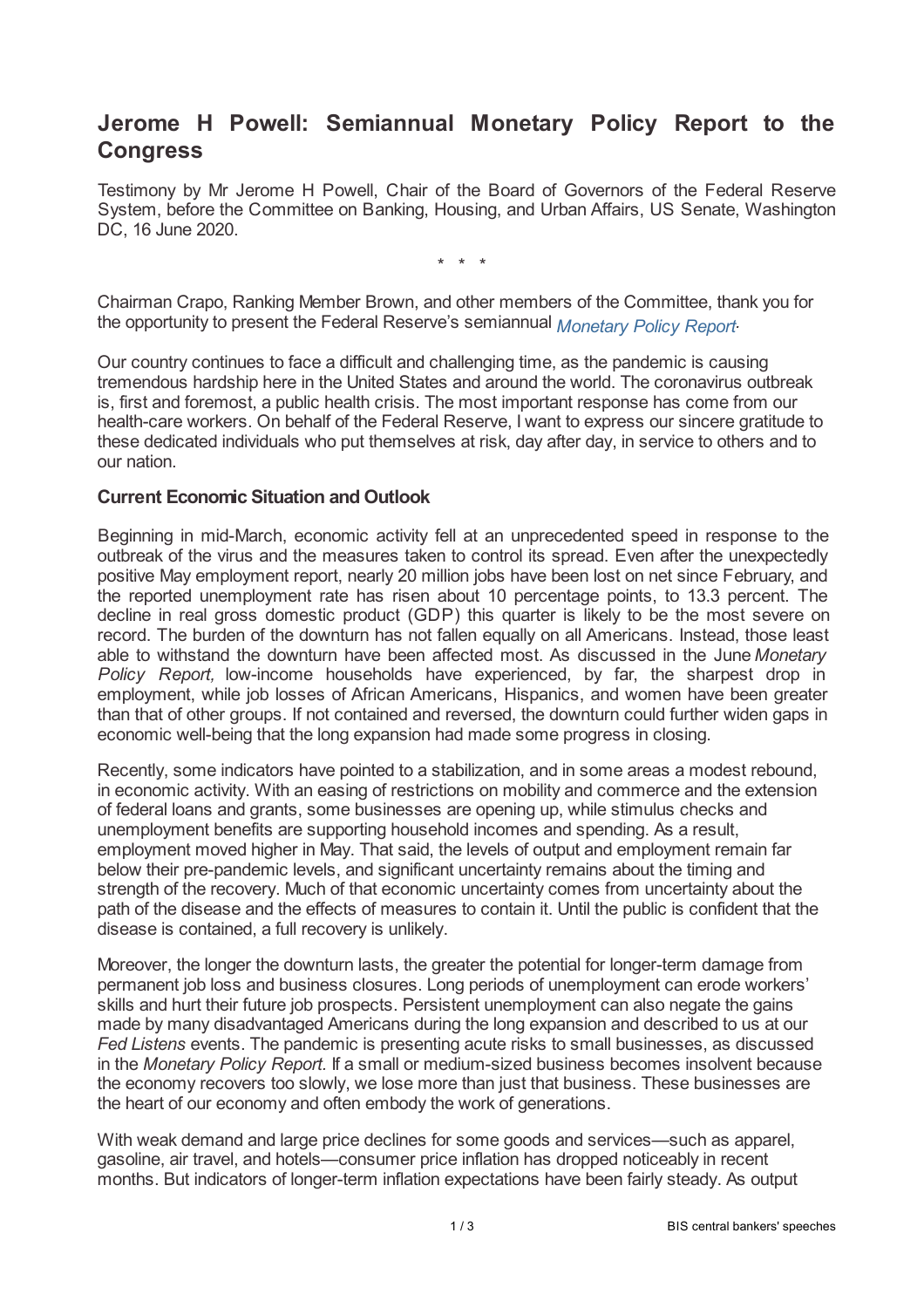# Jerome H Powell: Semiannual Monetary Policy Report to the Congress

Testimony by Mr Jerome H Powell, Chair of the Board of Governors of the Federal Reserve System, before the Committee on Banking, Housing, and Urban Affairs, US Senate, Washington DC, 16 June 2020.

\* \* \*

Chairman Crapo, Ranking Member Brown, and other members of the Committee, thank you for the opportunity to present the Federal Reserve's semiannual *Monetary Policy Report*.

Our country continues to face a difficult and challenging time, as the pandemic is causing tremendous hardship here in the United States and around the world. The coronavirus outbreak is, first and foremost, a public health crisis. The most important response has come from our health-care workers. On behalf of the Federal Reserve, I want to express our sincere gratitude to these dedicated individuals who put themselves at risk, day after day, in service to others and to our nation.

### Current Economic Situation and Outlook

Beginning in mid-March, economic activity fell at an unprecedented speed in response to the outbreak of the virus and the measures taken to control its spread. Even after the unexpectedly positive May employment report, nearly 20 million jobs have been lost on net since February, and the reported unemployment rate has risen about 10 percentage points, to 13.3 percent. The decline in real gross domestic product (GDP) this quarter is likely to be the most severe on record. The burden of the downturn has not fallen equally on all Americans. Instead, those least able to withstand the downturn have been affected most. As discussed in the June *Monetary Policy Report,* low-income households have experienced, by far, the sharpest drop in employment, while job losses of African Americans, Hispanics, and women have been greater than that of other groups. If not contained and reversed, the downturn could further widen gaps in economic well-being that the long expansion had made some progress in closing.

Recently, some indicators have pointed to a stabilization, and in some areas a modest rebound, in economic activity. With an easing of restrictions on mobility and commerce and the extension of federal loans and grants, some businesses are opening up, while stimulus checks and unemployment benefits are supporting household incomes and spending. As a result, employment moved higher in May. That said, the levels of output and employment remain far below their pre-pandemic levels, and significant uncertainty remains about the timing and strength of the recovery. Much of that economic uncertainty comes from uncertainty about the path of the disease and the effects of measures to contain it. Until the public is confident that the disease is contained, a full recovery is unlikely.

Moreover, the longer the downturn lasts, the greater the potential for longer-term damage from permanent job loss and business closures. Long periods of unemployment can erode workers' skills and hurt their future job prospects. Persistent unemployment can also negate the gains made by many disadvantaged Americans during the long expansion and described to us at our *Fed Listens* events. The pandemic is presenting acute risks to small businesses, as discussed in the *Monetary Policy Report.* If a small or medium-sized business becomes insolvent because the economy recovers too slowly, we lose more than just that business. These businesses are the heart of our economy and often embody the work of generations.

With weak demand and large price declines for some goods and services—such as apparel, gasoline, air travel, and hotels—consumer price inflation has dropped noticeably in recent months. But indicators of longer-term inflation expectations have been fairly steady. As output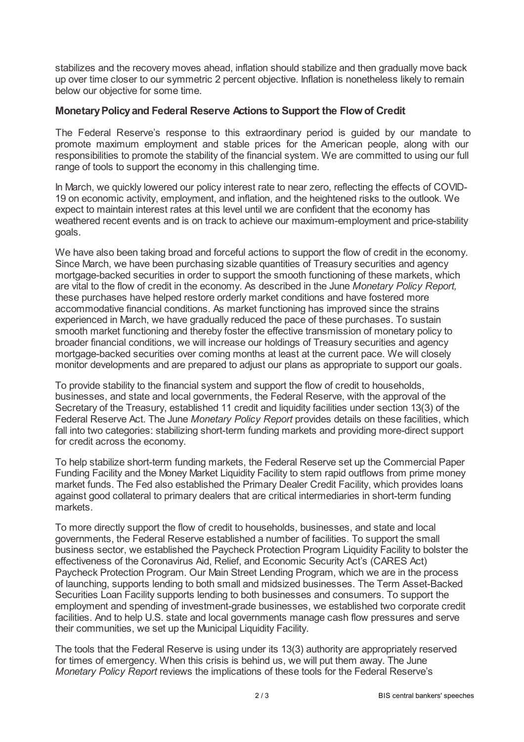stabilizes and the recovery moves ahead, inflation should stabilize and then gradually move back up over time closer to our symmetric 2 percent objective. Inflation is nonetheless likely to remain below our objective for some time.

## Monetary Policy and Federal Reserve Actions to Support the Flow of Credit

The Federal Reserve's response to this extraordinary period is guided by our mandate to promote maximum employment and stable prices for the American people, along with our responsibilities to promote the stability of the financial system. We are committed to using our full range of tools to support the economy in this challenging time.

In March, we quickly lowered our policy interest rate to near zero, reflecting the effects of COVID-19 on economic activity, employment, and inflation, and the heightened risks to the outlook. We expect to maintain interest rates at this level until we are confident that the economy has weathered recent events and is on track to achieve our maximum-employment and price-stability goals.

We have also been taking broad and forceful actions to support the flow of credit in the economy. Since March, we have been purchasing sizable quantities of Treasury securities and agency mortgage-backed securities in order to support the smooth functioning of these markets, which are vital to the flow of credit in the economy. As described in the June *Monetary Policy Report,* these purchases have helped restore orderly market conditions and have fostered more accommodative financial conditions. As market functioning has improved since the strains experienced in March, we have gradually reduced the pace of these purchases. To sustain smooth market functioning and thereby foster the effective transmission of monetary policy to broader financial conditions, we will increase our holdings of Treasury securities and agency mortgage-backed securities over coming months at least at the current pace. We will closely monitor developments and are prepared to adjust our plans as appropriate to support our goals.

To provide stability to the financial system and support the flow of credit to households, businesses, and state and local governments, the Federal Reserve, with the approval of the Secretary of the Treasury, established 11 credit and liquidity facilities under section 13(3) of the Federal Reserve Act. The June *Monetary Policy Report* provides details on these facilities, which fall into two categories: stabilizing short-term funding markets and providing more-direct support for credit across the economy.

To help stabilize short-term funding markets, the Federal Reserve set up the Commercial Paper Funding Facility and the Money Market Liquidity Facility to stem rapid outflows from prime money market funds. The Fed also established the Primary Dealer Credit Facility, which provides loans against good collateral to primary dealers that are critical intermediaries in short-term funding markets.

To more directly support the flow of credit to households, businesses, and state and local governments, the Federal Reserve established a number of facilities. To support the small business sector, we established the Paycheck Protection Program Liquidity Facility to bolster the effectiveness of the Coronavirus Aid, Relief, and Economic Security Act's (CARES Act) Paycheck Protection Program. Our Main Street Lending Program, which we are in the process of launching, supports lending to both small and midsized businesses. The Term Asset-Backed Securities Loan Facility supports lending to both businesses and consumers. To support the employment and spending of investment-grade businesses, we established two corporate credit facilities. And to help U.S. state and local governments manage cash flow pressures and serve their communities, we set up the Municipal Liquidity Facility.

The tools that the Federal Reserve is using under its 13(3) authority are appropriately reserved for times of emergency. When this crisis is behind us, we will put them away. The June *Monetary Policy Report* reviews the implications of these tools for the Federal Reserve's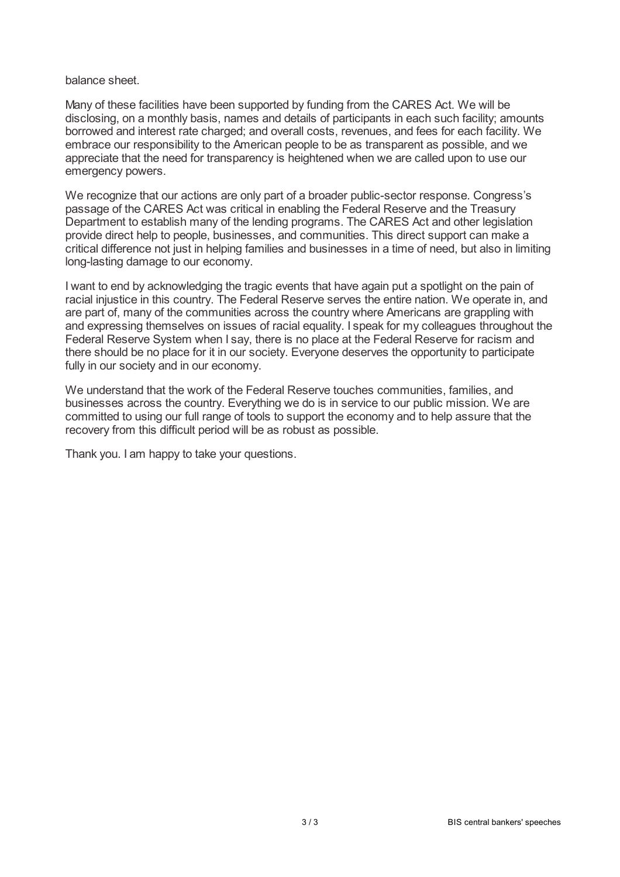balance sheet.

Many of these facilities have been supported by funding from the CARES Act. We will be disclosing, on a monthly basis, names and details of participants in each such facility; amounts borrowed and interest rate charged; and overall costs, revenues, and fees for each facility. We embrace our responsibility to the American people to be as transparent as possible, and we appreciate that the need for transparency is heightened when we are called upon to use our emergency powers.

We recognize that our actions are only part of a broader public-sector response. Congress's passage of the CARES Act was critical in enabling the Federal Reserve and the Treasury Department to establish many of the lending programs. The CARES Act and other legislation provide direct help to people, businesses, and communities. This direct support can make a critical difference not just in helping families and businesses in a time of need, but also in limiting long-lasting damage to our economy.

I want to end by acknowledging the tragic events that have again put a spotlight on the pain of racial injustice in this country. The Federal Reserve serves the entire nation. We operate in, and are part of, many of the communities across the country where Americans are grappling with and expressing themselves on issues of racial equality. I speak for my colleagues throughout the Federal Reserve System when I say, there is no place at the Federal Reserve for racism and there should be no place for it in our society. Everyone deserves the opportunity to participate fully in our society and in our economy.

We understand that the work of the Federal Reserve touches communities, families, and businesses across the country. Everything we do is in service to our public mission. We are committed to using our full range of tools to support the economy and to help assure that the recovery from this difficult period will be as robust as possible.

Thank you. I am happy to take your questions.